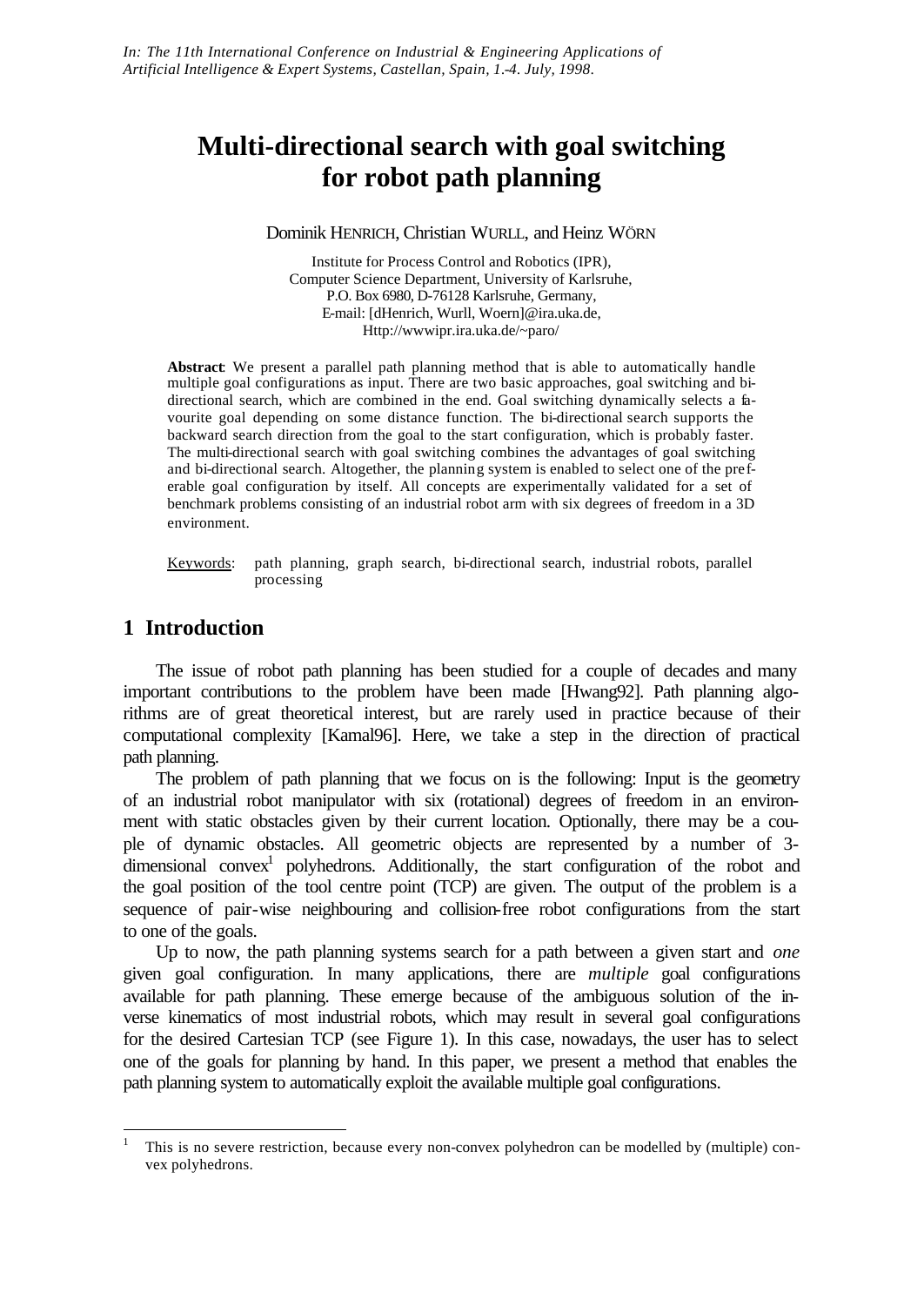*In: The 11th International Conference on Industrial & Engineering Applications of Artificial Intelligence & Expert Systems, Castellan, Spain, 1.-4. July, 1998.*

# Multi-directional search with goal switching for robot path planning

Dominik HENRICH, Christian WURLL, and Heinz WÖRN

Institute for Process Control and Robotics (IPR),
Computer Science Department, University of Karlsruhe,
P.O. Box 6980, D-76128 Karlsruhe, Germany,
E-mail: [dHenrich, Wurll, Woern]@ira.uka.de,
Http://wwwipr.ira.uka.de/~paro/

**Abstract**: We present a parallel path planning method that is able to automatically handle multiple goal configurations as input. There are two basic approaches, goal switching and bi-directional search, which are combined in the end. Goal switching dynamically selects a favourite goal depending on some distance function. The bi-directional search supports the backward search direction from the goal to the start configuration, which is probably faster. The multi-directional search with goal switching combines the advantages of goal switching and bi-directional search. Altogether, the planning system is enabled to select one of the preferable goal configuration by itself. All concepts are experimentally validated for a set of benchmark problems consisting of an industrial robot arm with six degrees of freedom in a 3D environment.

Keywords: path planning, graph search, bi-directional search, industrial robots, parallel processing

## 1 Introduction

The issue of robot path planning has been studied for a couple of decades and many important contributions to the problem have been made [Hwang92]. Path planning algorithms are of great theoretical interest, but are rarely used in practice because of their computational complexity [Kamal96]. Here, we take a step in the direction of practical path planning.

The problem of path planning that we focus on is the following: Input is the geometry of an industrial robot manipulator with six (rotational) degrees of freedom in an environment with static obstacles given by their current location. Optionally, there may be a couple of dynamic obstacles. All geometric objects are represented by a number of 3-dimensional convex[1] polyhedrons. Additionally, the start configuration of the robot and the goal position of the tool centre point (TCP) are given. The output of the problem is a sequence of pair-wise neighbouring and collision-free robot configurations from the start to one of the goals.

Up to now, the path planning systems search for a path between a given start and *one* given goal configuration. In many applications, there are *multiple* goal configurations available for path planning. These emerge because of the ambiguous solution of the inverse kinematics of most industrial robots, which may result in several goal configurations for the desired Cartesian TCP (see Figure 1). In this case, nowadays, the user has to select one of the goals for planning by hand. In this paper, we present a method that enables the path planning system to automatically exploit the available multiple goal configurations.

[1] This is no severe restriction, because every non-convex polyhedron can be modelled by (multiple) convex polyhedrons.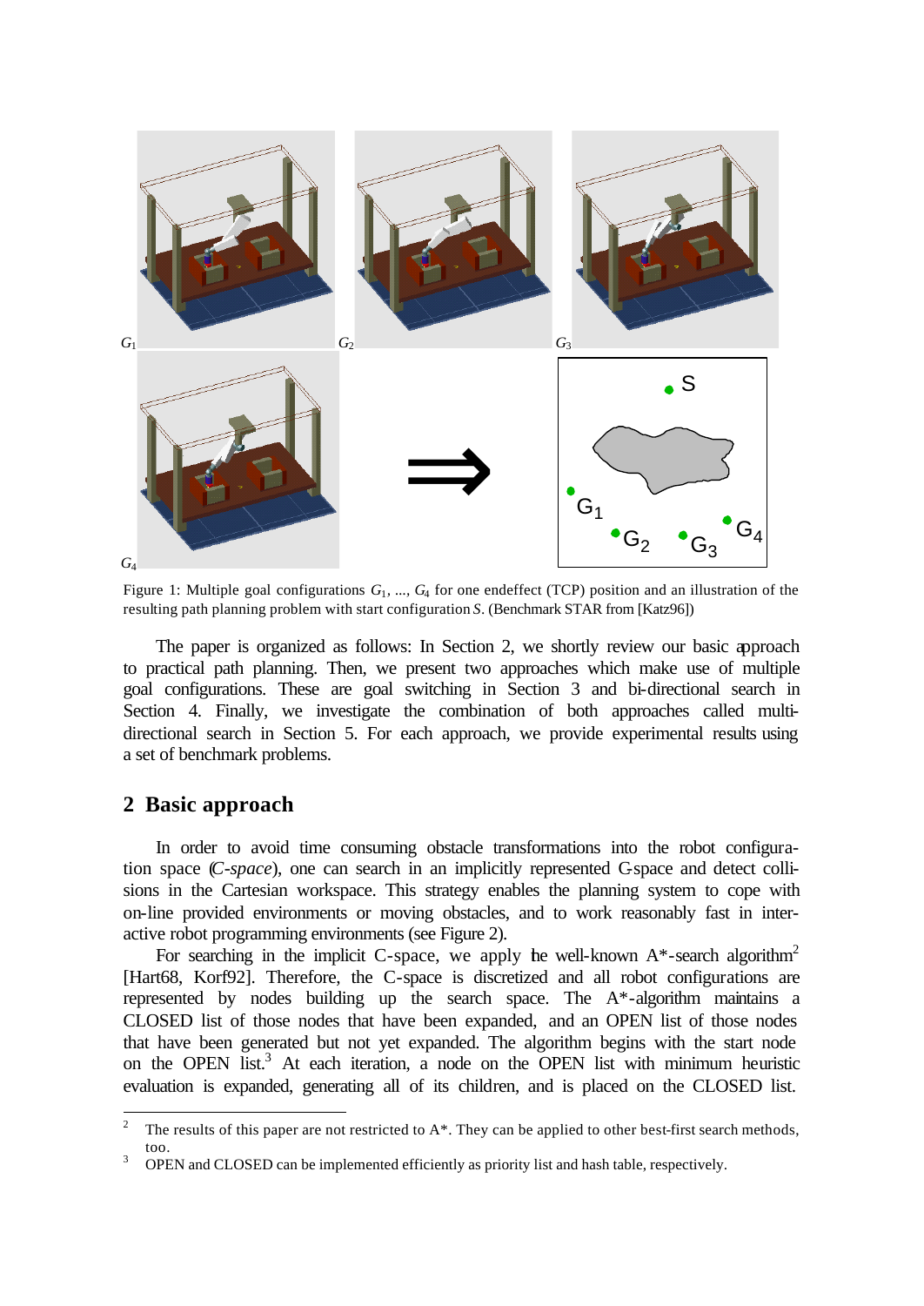Figure 1: Multiple goal configurations $G_1$, ..., $G_4$ for one endeffect (TCP) position and an illustration of the resulting path planning problem with start configuration $S$. (Benchmark STAR from [Katz96])

The paper is organized as follows: In Section 2, we shortly review our basic approach to practical path planning. Then, we present two approaches which make use of multiple goal configurations. These are goal switching in Section 3 and bi-directional search in Section 4. Finally, we investigate the combination of both approaches called multi-directional search in Section 5. For each approach, we provide experimental results using a set of benchmark problems.

## 2 Basic approach

In order to avoid time consuming obstacle transformations into the robot configuration space (*C-space*), one can search in an implicitly represented C-space and detect collisions in the Cartesian workspace. This strategy enables the planning system to cope with on-line provided environments or moving obstacles, and to work reasonably fast in interactive robot programming environments (see Figure 2).

For searching in the implicit C-space, we apply the well-known A*-search algorithm[2] [Hart68, Korf92]. Therefore, the C-space is discretized and all robot configurations are represented by nodes building up the search space. The A*-algorithm maintains a CLOSED list of those nodes that have been expanded, and an OPEN list of those nodes that have been generated but not yet expanded. The algorithm begins with the start node on the OPEN list.[3] At each iteration, a node on the OPEN list with minimum heuristic evaluation is expanded, generating all of its children, and is placed on the CLOSED list.

---

[2] The results of this paper are not restricted to A*. They can be applied to other best-first search methods, too.

[3] OPEN and CLOSED can be implemented efficiently as priority list and hash table, respectively.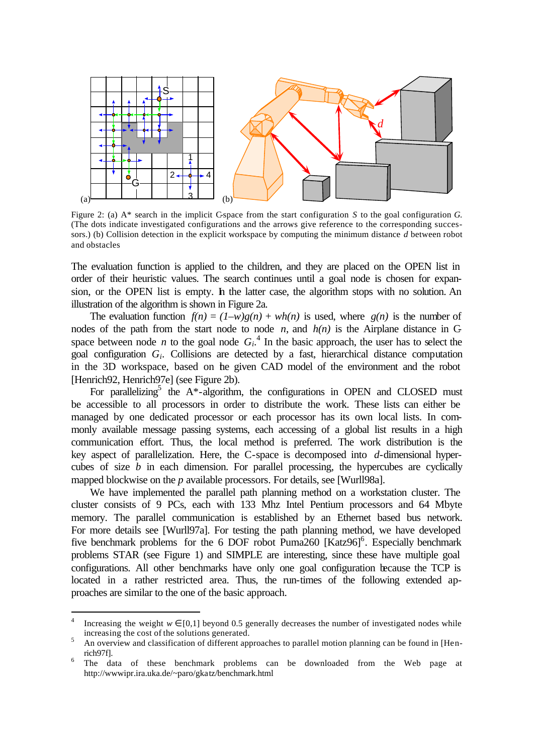Figure 2: (a) A* search in the implicit C-space from the start configuration $S$ to the goal configuration $G$. (The dots indicate investigated configurations and the arrows give reference to the corresponding successors.) (b) Collision detection in the explicit workspace by computing the minimum distance $d$ between robot and obstacles

The evaluation function is applied to the children, and they are placed on the OPEN list in order of their heuristic values. The search continues until a goal node is chosen for expansion, or the OPEN list is empty. In the latter case, the algorithm stops with no solution. An illustration of the algorithm is shown in Figure 2a.

The evaluation function $f(n) = (1-w)g(n) + wh(n)$ is used, where $g(n)$ is the number of nodes of the path from the start node to node $n$, and $h(n)$ is the Airplane distance in C-space between node $n$ to the goal node $G_i$.[4] In the basic approach, the user has to select the goal configuration $G_i$. Collisions are detected by a fast, hierarchical distance computation in the 3D workspace, based on the given CAD model of the environment and the robot [Henrich92, Henrich97e] (see Figure 2b).

For parallelizing[5] the A*-algorithm, the configurations in OPEN and CLOSED must be accessible to all processors in order to distribute the work. These lists can either be managed by one dedicated processor or each processor has its own local lists. In commonly available message passing systems, each accessing of a global list results in a high communication effort. Thus, the local method is preferred. The work distribution is the key aspect of parallelization. Here, the C-space is decomposed into $d$-dimensional hypercubes of size $b$ in each dimension. For parallel processing, the hypercubes are cyclically mapped blockwise on the $p$ available processors. For details, see [Wurll98a].

We have implemented the parallel path planning method on a workstation cluster. The cluster consists of 9 PCs, each with 133 Mhz Intel Pentium processors and 64 Mbyte memory. The parallel communication is established by an Ethernet based bus network. For more details see [Wurll97a]. For testing the path planning method, we have developed five benchmark problems for the 6 DOF robot Puma260 [Katz96][6]. Especially benchmark problems STAR (see Figure 1) and SIMPLE are interesting, since these have multiple goal configurations. All other benchmarks have only one goal configuration because the TCP is located in a rather restricted area. Thus, the run-times of the following extended approaches are similar to the one of the basic approach.

---

[4] Increasing the weight $w \in [0,1]$ beyond 0.5 generally decreases the number of investigated nodes while increasing the cost of the solutions generated.

[5] An overview and classification of different approaches to parallel motion planning can be found in [Henrich97f].

[6] The data of these benchmark problems can be downloaded from the Web page at http://wwwipr.ira.uka.de/~paro/gkatz/benchmark.html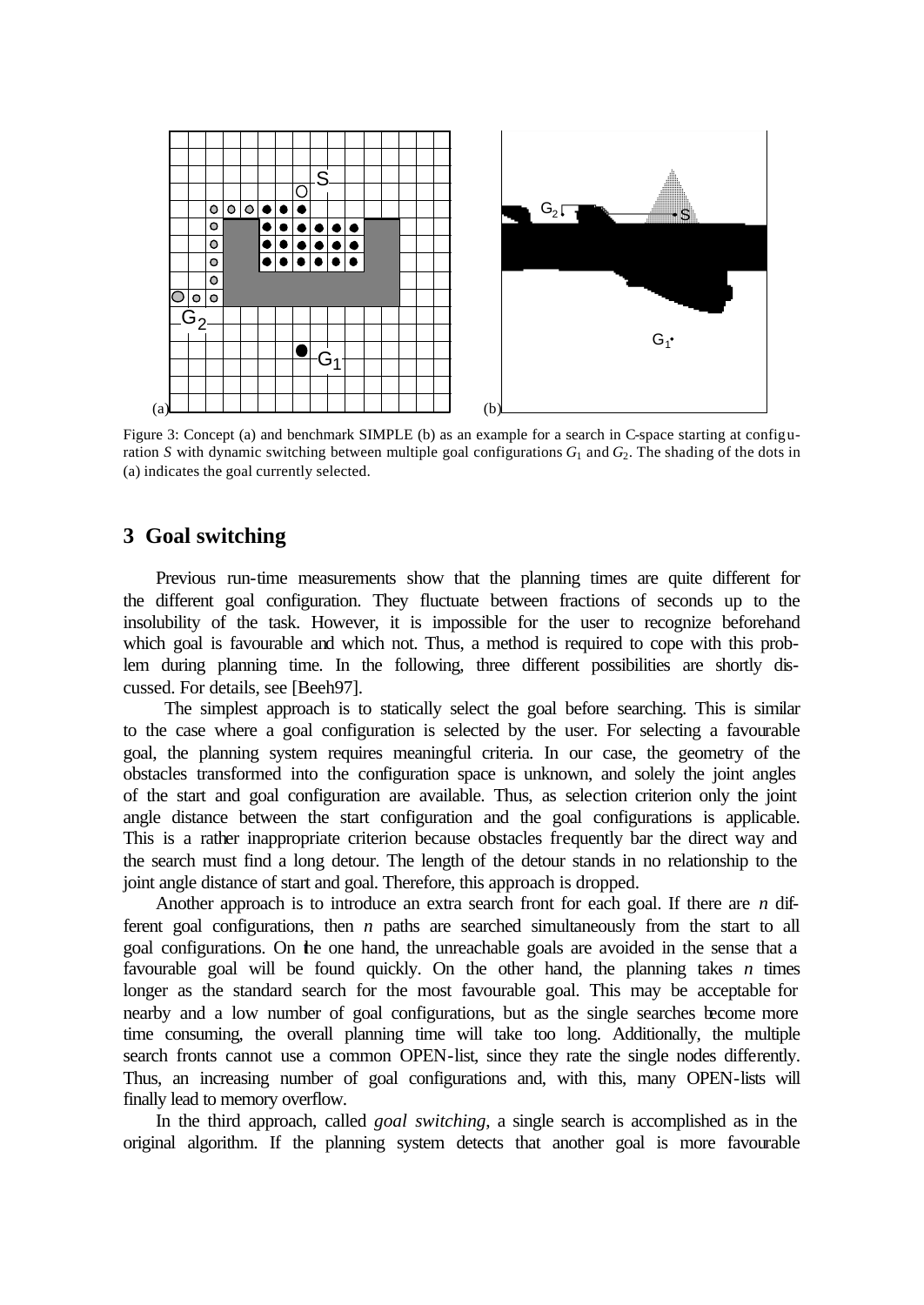(a) (b)

S

G2

G1

G2

S

G1

Figure 3: Concept (a) and benchmark SIMPLE (b) as an example for a search in C-space starting at configuration *S* with dynamic switching between multiple goal configurations $G_1$ and $G_2$. The shading of the dots in (a) indicates the goal currently selected.

## 3 Goal switching

Previous run-time measurements show that the planning times are quite different for the different goal configuration. They fluctuate between fractions of seconds up to the insolubility of the task. However, it is impossible for the user to recognize beforehand which goal is favourable and which not. Thus, a method is required to cope with this problem during planning time. In the following, three different possibilities are shortly discussed. For details, see [Beeh97].

The simplest approach is to statically select the goal before searching. This is similar to the case where a goal configuration is selected by the user. For selecting a favourable goal, the planning system requires meaningful criteria. In our case, the geometry of the obstacles transformed into the configuration space is unknown, and solely the joint angles of the start and goal configuration are available. Thus, as selection criterion only the joint angle distance between the start configuration and the goal configurations is applicable. This is a rather inappropriate criterion because obstacles frequently bar the direct way and the search must find a long detour. The length of the detour stands in no relationship to the joint angle distance of start and goal. Therefore, this approach is dropped.

Another approach is to introduce an extra search front for each goal. If there are *n* different goal configurations, then *n* paths are searched simultaneously from the start to all goal configurations. On the one hand, the unreachable goals are avoided in the sense that a favourable goal will be found quickly. On the other hand, the planning takes *n* times longer as the standard search for the most favourable goal. This may be acceptable for nearby and a low number of goal configurations, but as the single searches become more time consuming, the overall planning time will take too long. Additionally, the multiple search fronts cannot use a common OPEN-list, since they rate the single nodes differently. Thus, an increasing number of goal configurations and, with this, many OPEN-lists will finally lead to memory overflow.

In the third approach, called *goal switching*, a single search is accomplished as in the original algorithm. If the planning system detects that another goal is more favourable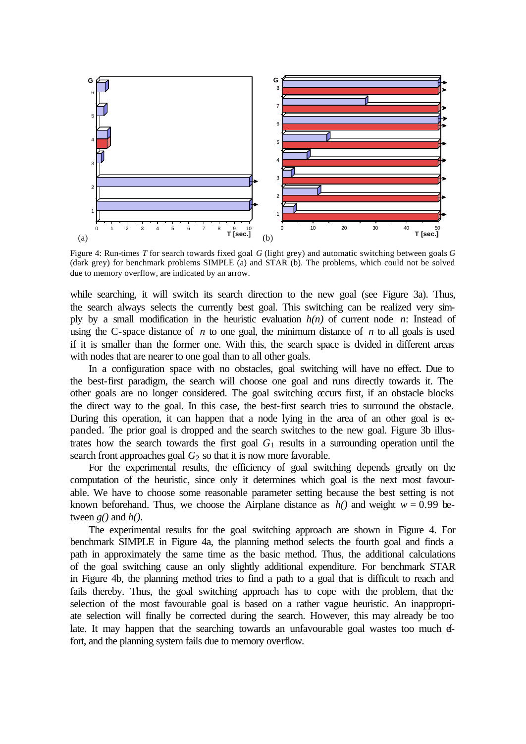G

6

5

4

3

2

1

0 1 2 3 4 5 6 7 8 9 10

T [sec.]

(a)

G

8

7

6

5

4

3

2

1

0 10 20 30 40 50

T [sec.]

(b)

Figure 4: Run-times $T$ for search towards fixed goal $G$ (light grey) and automatic switching between goals $G$ (dark grey) for benchmark problems SIMPLE (a) and STAR (b). The problems, which could not be solved due to memory overflow, are indicated by an arrow.

while searching, it will switch its search direction to the new goal (see Figure 3a). Thus, the search always selects the currently best goal. This switching can be realized very simply by a small modification in the heuristic evaluation $h(n)$ of current node $n$: Instead of using the C-space distance of $n$ to one goal, the minimum distance of $n$ to all goals is used if it is smaller than the former one. With this, the search space is divided in different areas with nodes that are nearer to one goal than to all other goals.

In a configuration space with no obstacles, goal switching will have no effect. Due to the best-first paradigm, the search will choose one goal and runs directly towards it. The other goals are no longer considered. The goal switching occurs first, if an obstacle blocks the direct way to the goal. In this case, the best-first search tries to surround the obstacle. During this operation, it can happen that a node lying in the area of an other goal is expanded. The prior goal is dropped and the search switches to the new goal. Figure 3b illustrates how the search towards the first goal $G_1$ results in a surrounding operation until the search front approaches goal $G_2$ so that it is now more favorable.

For the experimental results, the efficiency of goal switching depends greatly on the computation of the heuristic, since only it determines which goal is the next most favourable. We have to choose some reasonable parameter setting because the best setting is not known beforehand. Thus, we choose the Airplane distance as $h()$ and weight $w = 0.99$ between $g()$ and $h()$.

The experimental results for the goal switching approach are shown in Figure 4. For benchmark SIMPLE in Figure 4a, the planning method selects the fourth goal and finds a path in approximately the same time as the basic method. Thus, the additional calculations of the goal switching cause an only slightly additional expenditure. For benchmark STAR in Figure 4b, the planning method tries to find a path to a goal that is difficult to reach and fails thereby. Thus, the goal switching approach has to cope with the problem, that the selection of the most favourable goal is based on a rather vague heuristic. An inappropriate selection will finally be corrected during the search. However, this may already be too late. It may happen that the searching towards an unfavourable goal wastes too much effort, and the planning system fails due to memory overflow.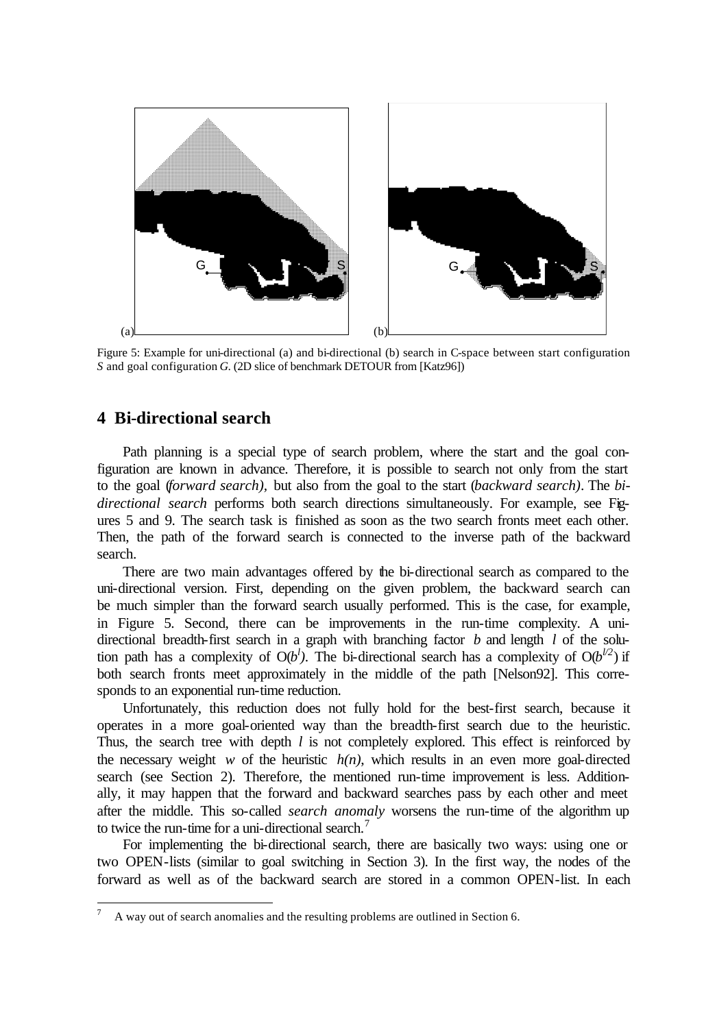Figure 5: Example for uni-directional (a) and bi-directional (b) search in C-space between start configuration *S* and goal configuration *G*. (2D slice of benchmark DETOUR from [Katz96])

## 4 Bi-directional search

Path planning is a special type of search problem, where the start and the goal configuration are known in advance. Therefore, it is possible to search not only from the start to the goal (*forward search)*, but also from the goal to the start (*backward search)*. The *bi-directional search* performs both search directions simultaneously. For example, see Figures 5 and 9. The search task is finished as soon as the two search fronts meet each other. Then, the path of the forward search is connected to the inverse path of the backward search.

There are two main advantages offered by the bi-directional search as compared to the uni-directional version. First, depending on the given problem, the backward search can be much simpler than the forward search usually performed. This is the case, for example, in Figure 5. Second, there can be improvements in the run-time complexity. A uni-directional breadth-first search in a graph with branching factor $b$ and length $l$ of the solution path has a complexity of $O(b^l)$. The bi-directional search has a complexity of $O(b^{l/2})$ if both search fronts meet approximately in the middle of the path [Nelson92]. This corresponds to an exponential run-time reduction.

Unfortunately, this reduction does not fully hold for the best-first search, because it operates in a more goal-oriented way than the breadth-first search due to the heuristic. Thus, the search tree with depth $l$ is not completely explored. This effect is reinforced by the necessary weight $w$ of the heuristic $h(n)$, which results in an even more goal-directed search (see Section 2). Therefore, the mentioned run-time improvement is less. Additionally, it may happen that the forward and backward searches pass by each other and meet after the middle. This so-called *search anomaly* worsens the run-time of the algorithm up to twice the run-time for a uni-directional search.[7]

For implementing the bi-directional search, there are basically two ways: using one or two OPEN-lists (similar to goal switching in Section 3). In the first way, the nodes of the forward as well as of the backward search are stored in a common OPEN-list. In each

[7] A way out of search anomalies and the resulting problems are outlined in Section 6.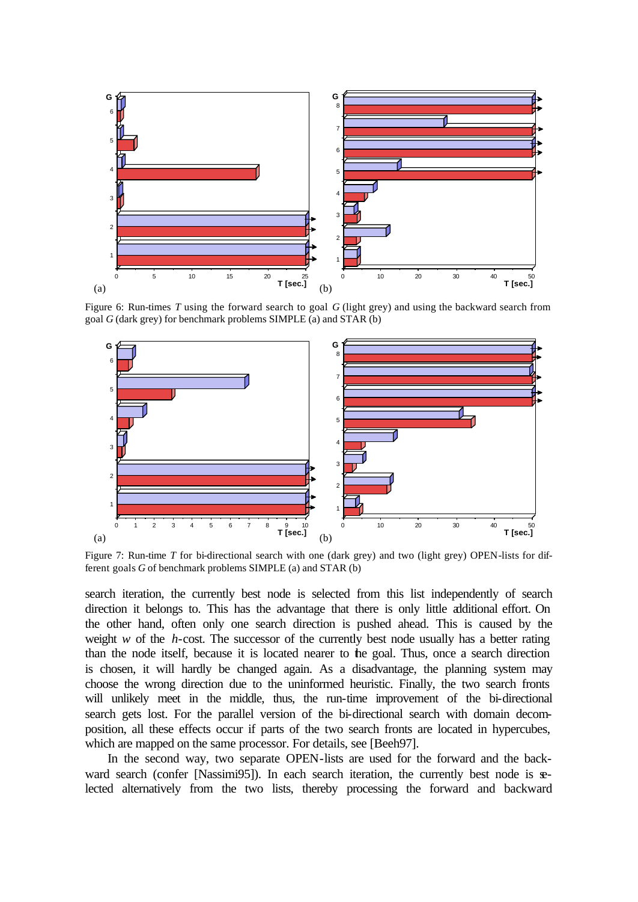Figure 6: Run-times $T$ using the forward search to goal $G$ (light grey) and using the backward search from goal $G$ (dark grey) for benchmark problems SIMPLE (a) and STAR (b)

Figure 7: Run-time $T$ for bi-directional search with one (dark grey) and two (light grey) OPEN-lists for different goals $G$ of benchmark problems SIMPLE (a) and STAR (b)

search iteration, the currently best node is selected from this list independently of search direction it belongs to. This has the advantage that there is only little additional effort. On the other hand, often only one search direction is pushed ahead. This is caused by the weight $w$ of the $h$-cost. The successor of the currently best node usually has a better rating than the node itself, because it is located nearer to the goal. Thus, once a search direction is chosen, it will hardly be changed again. As a disadvantage, the planning system may choose the wrong direction due to the uninformed heuristic. Finally, the two search fronts will unlikely meet in the middle, thus, the run-time improvement of the bi-directional search gets lost. For the parallel version of the bi-directional search with domain decomposition, all these effects occur if parts of the two search fronts are located in hypercubes, which are mapped on the same processor. For details, see [Beeh97].

In the second way, two separate OPEN-lists are used for the forward and the backward search (confer [Nassimi95]). In each search iteration, the currently best node is selected alternatively from the two lists, thereby processing the forward and backward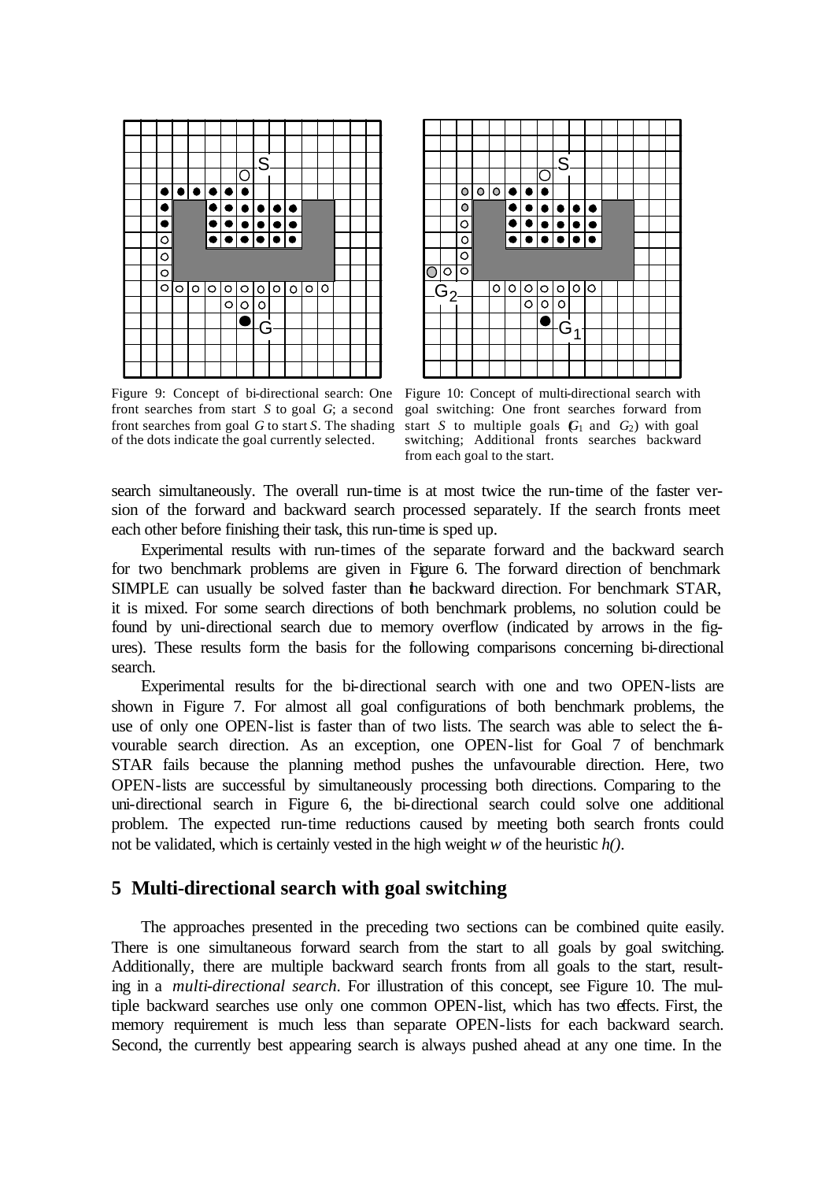Figure 9: Concept of bi-directional search: One front searches from start *S* to goal *G*; a second front searches from goal *G* to start *S*. The shading of the dots indicate the goal currently selected.

Figure 10: Concept of multi-directional search with goal switching: One front searches forward from start *S* to multiple goals ($G_1$ and $G_2$) with goal switching; Additional fronts searches backward from each goal to the start.

search simultaneously. The overall run-time is at most twice the run-time of the faster version of the forward and backward search processed separately. If the search fronts meet each other before finishing their task, this run-time is sped up.

Experimental results with run-times of the separate forward and the backward search for two benchmark problems are given in Figure 6. The forward direction of benchmark SIMPLE can usually be solved faster than the backward direction. For benchmark STAR, it is mixed. For some search directions of both benchmark problems, no solution could be found by uni-directional search due to memory overflow (indicated by arrows in the figures). These results form the basis for the following comparisons concerning bi-directional search.

Experimental results for the bi-directional search with one and two OPEN-lists are shown in Figure 7. For almost all goal configurations of both benchmark problems, the use of only one OPEN-list is faster than of two lists. The search was able to select the favourable search direction. As an exception, one OPEN-list for Goal 7 of benchmark STAR fails because the planning method pushes the unfavourable direction. Here, two OPEN-lists are successful by simultaneously processing both directions. Comparing to the uni-directional search in Figure 6, the bi-directional search could solve one additional problem. The expected run-time reductions caused by meeting both search fronts could not be validated, which is certainly vested in the high weight *w* of the heuristic *h()*.

## 5 Multi-directional search with goal switching

The approaches presented in the preceding two sections can be combined quite easily. There is one simultaneous forward search from the start to all goals by goal switching. Additionally, there are multiple backward search fronts from all goals to the start, resulting in a *multi-directional search*. For illustration of this concept, see Figure 10. The multiple backward searches use only one common OPEN-list, which has two effects. First, the memory requirement is much less than separate OPEN-lists for each backward search. Second, the currently best appearing search is always pushed ahead at any one time. In the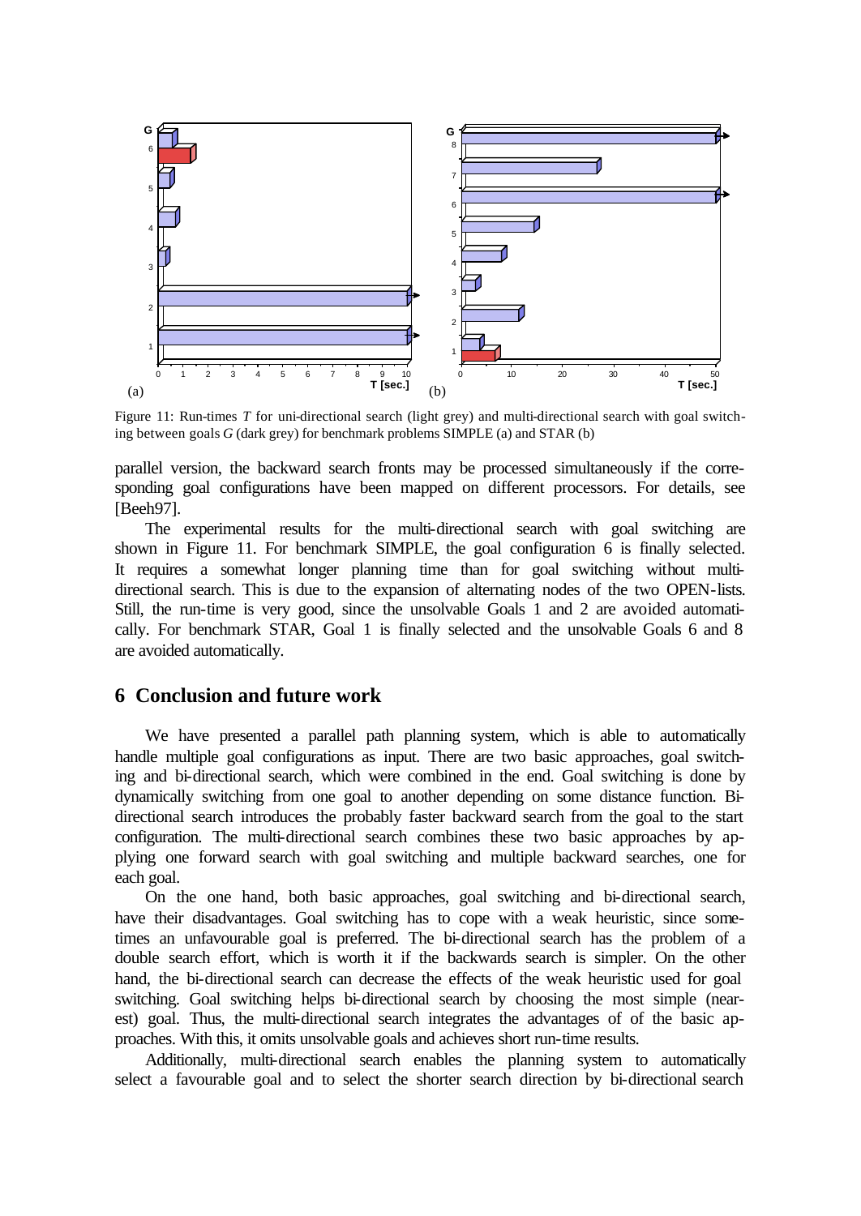Figure 11: Run-times $T$ for uni-directional search (light grey) and multi-directional search with goal switching between goals $G$ (dark grey) for benchmark problems SIMPLE (a) and STAR (b)

parallel version, the backward search fronts may be processed simultaneously if the corresponding goal configurations have been mapped on different processors. For details, see [Beeh97].

The experimental results for the multi-directional search with goal switching are shown in Figure 11. For benchmark SIMPLE, the goal configuration 6 is finally selected. It requires a somewhat longer planning time than for goal switching without multi-directional search. This is due to the expansion of alternating nodes of the two OPEN-lists. Still, the run-time is very good, since the unsolvable Goals 1 and 2 are avoided automatically. For benchmark STAR, Goal 1 is finally selected and the unsolvable Goals 6 and 8 are avoided automatically.

## 6 Conclusion and future work

We have presented a parallel path planning system, which is able to automatically handle multiple goal configurations as input. There are two basic approaches, goal switching and bi-directional search, which were combined in the end. Goal switching is done by dynamically switching from one goal to another depending on some distance function. Bi-directional search introduces the probably faster backward search from the goal to the start configuration. The multi-directional search combines these two basic approaches by applying one forward search with goal switching and multiple backward searches, one for each goal.

On the one hand, both basic approaches, goal switching and bi-directional search, have their disadvantages. Goal switching has to cope with a weak heuristic, since sometimes an unfavourable goal is preferred. The bi-directional search has the problem of a double search effort, which is worth it if the backwards search is simpler. On the other hand, the bi-directional search can decrease the effects of the weak heuristic used for goal switching. Goal switching helps bi-directional search by choosing the most simple (nearest) goal. Thus, the multi-directional search integrates the advantages of of the basic approaches. With this, it omits unsolvable goals and achieves short run-time results.

Additionally, multi-directional search enables the planning system to automatically select a favourable goal and to select the shorter search direction by bi-directional search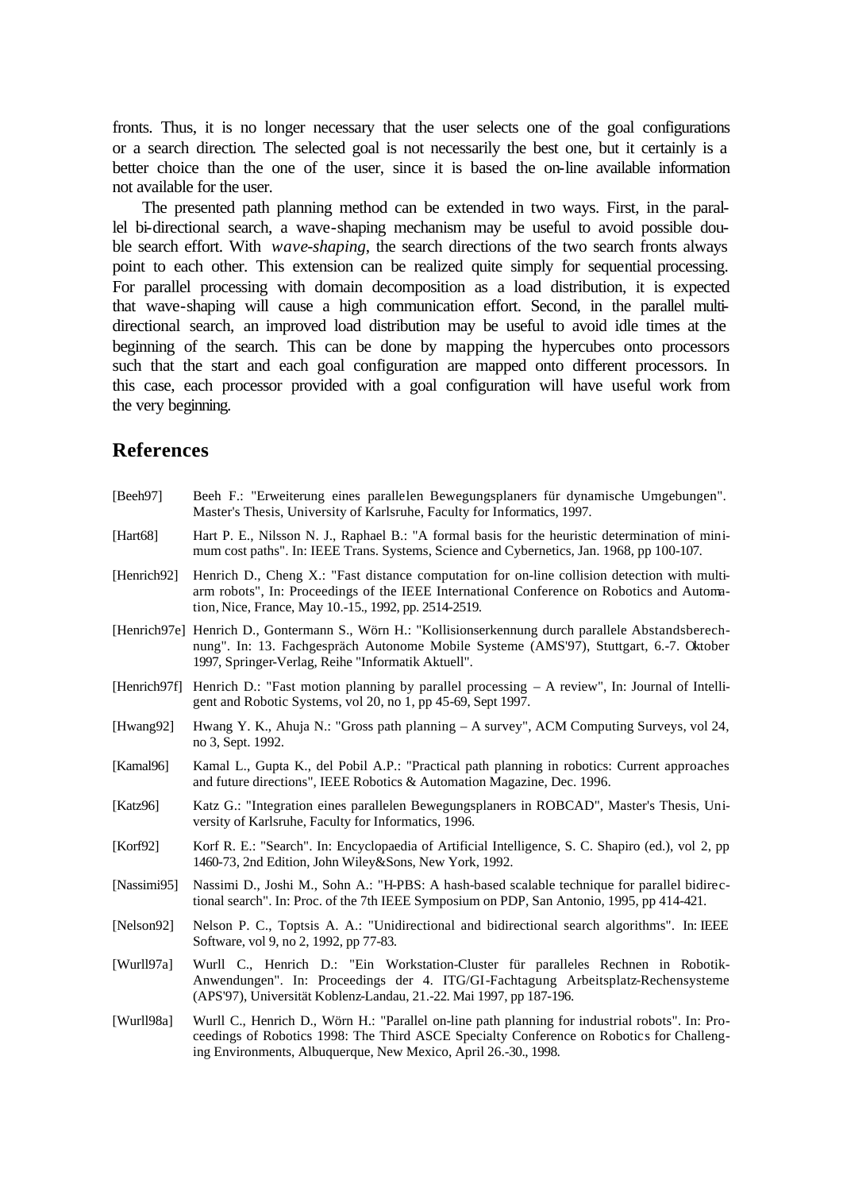fronts. Thus, it is no longer necessary that the user selects one of the goal configurations or a search direction. The selected goal is not necessarily the best one, but it certainly is a better choice than the one of the user, since it is based the on-line available information not available for the user.

The presented path planning method can be extended in two ways. First, in the parallel bi-directional search, a wave-shaping mechanism may be useful to avoid possible double search effort. With *wave-shaping*, the search directions of the two search fronts always point to each other. This extension can be realized quite simply for sequential processing. For parallel processing with domain decomposition as a load distribution, it is expected that wave-shaping will cause a high communication effort. Second, in the parallel multi-directional search, an improved load distribution may be useful to avoid idle times at the beginning of the search. This can be done by mapping the hypercubes onto processors such that the start and each goal configuration are mapped onto different processors. In this case, each processor provided with a goal configuration will have useful work from the very beginning.

## References

[Beeh97] Beeh F.: "Erweiterung eines parallelen Bewegungsplaners für dynamische Umgebungen". Master's Thesis, University of Karlsruhe, Faculty for Informatics, 1997.

[Hart68] Hart P. E., Nilsson N. J., Raphael B.: "A formal basis for the heuristic determination of minimum cost paths". In: IEEE Trans. Systems, Science and Cybernetics, Jan. 1968, pp 100-107.

[Henrich92] Henrich D., Cheng X.: "Fast distance computation for on-line collision detection with multi-arm robots", In: Proceedings of the IEEE International Conference on Robotics and Automation, Nice, France, May 10.-15., 1992, pp. 2514-2519.

[Henrich97e] Henrich D., Gontermann S., Wörn H.: "Kollisionserkennung durch parallele Abstandsberechnung". In: 13. Fachgespräch Autonome Mobile Systeme (AMS'97), Stuttgart, 6.-7. Oktober 1997, Springer-Verlag, Reihe "Informatik Aktuell".

[Henrich97f] Henrich D.: "Fast motion planning by parallel processing – A review", In: Journal of Intelligent and Robotic Systems, vol 20, no 1, pp 45-69, Sept 1997.

[Hwang92] Hwang Y. K., Ahuja N.: "Gross path planning – A survey", ACM Computing Surveys, vol 24, no 3, Sept. 1992.

[Kamal96] Kamal L., Gupta K., del Pobil A.P.: "Practical path planning in robotics: Current approaches and future directions", IEEE Robotics & Automation Magazine, Dec. 1996.

[Katz96] Katz G.: "Integration eines parallelen Bewegungsplaners in ROBCAD", Master's Thesis, University of Karlsruhe, Faculty for Informatics, 1996.

[Korf92] Korf R. E.: "Search". In: Encyclopaedia of Artificial Intelligence, S. C. Shapiro (ed.), vol 2, pp 1460-73, 2nd Edition, John Wiley&Sons, New York, 1992.

[Nassimi95] Nassimi D., Joshi M., Sohn A.: "H-PBS: A hash-based scalable technique for parallel bidirectional search". In: Proc. of the 7th IEEE Symposium on PDP, San Antonio, 1995, pp 414-421.

[Nelson92] Nelson P. C., Toptsis A. A.: "Unidirectional and bidirectional search algorithms". In: IEEE Software, vol 9, no 2, 1992, pp 77-83.

[Wurll97a] Wurll C., Henrich D.: "Ein Workstation-Cluster für paralleles Rechnen in Robotik-Anwendungen". In: Proceedings der 4. ITG/GI-Fachtagung Arbeitsplatz-Rechensysteme (APS'97), Universität Koblenz-Landau, 21.-22. Mai 1997, pp 187-196.

[Wurll98a] Wurll C., Henrich D., Wörn H.: "Parallel on-line path planning for industrial robots". In: Proceedings of Robotics 1998: The Third ASCE Specialty Conference on Robotics for Challenging Environments, Albuquerque, New Mexico, April 26.-30., 1998.